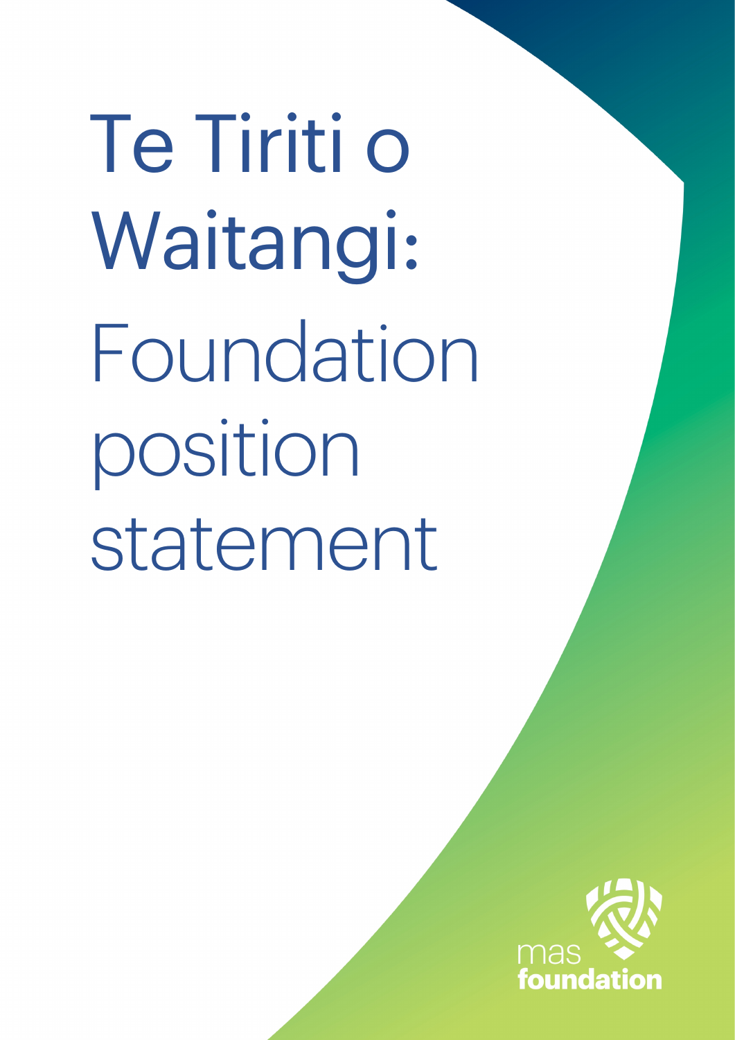# Te Tiriti o Waitangi: Foundation position statement

mas foundation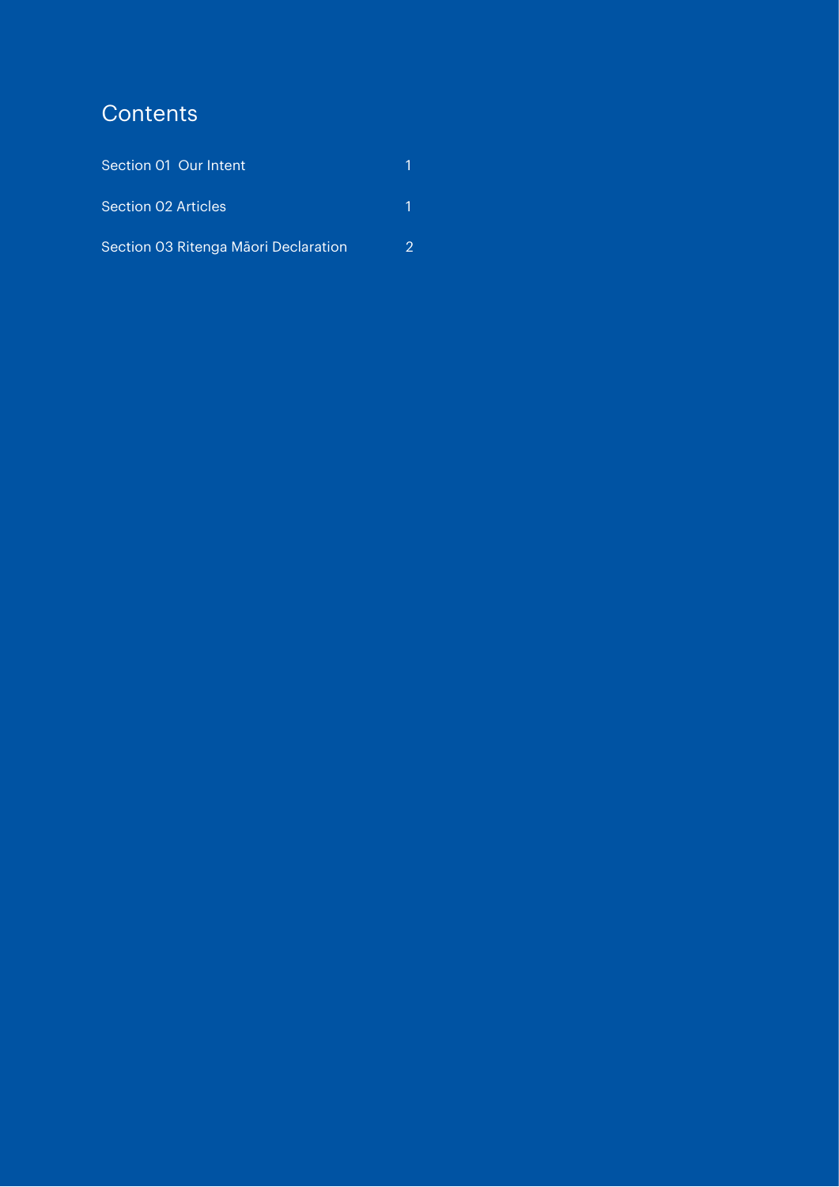# Contents

| | |
|---|---|
| Section 01 Our Intent | 1 |
| Section 02 Articles | 1 |
| Section 03 Ritenga Māori Declaration | 2 |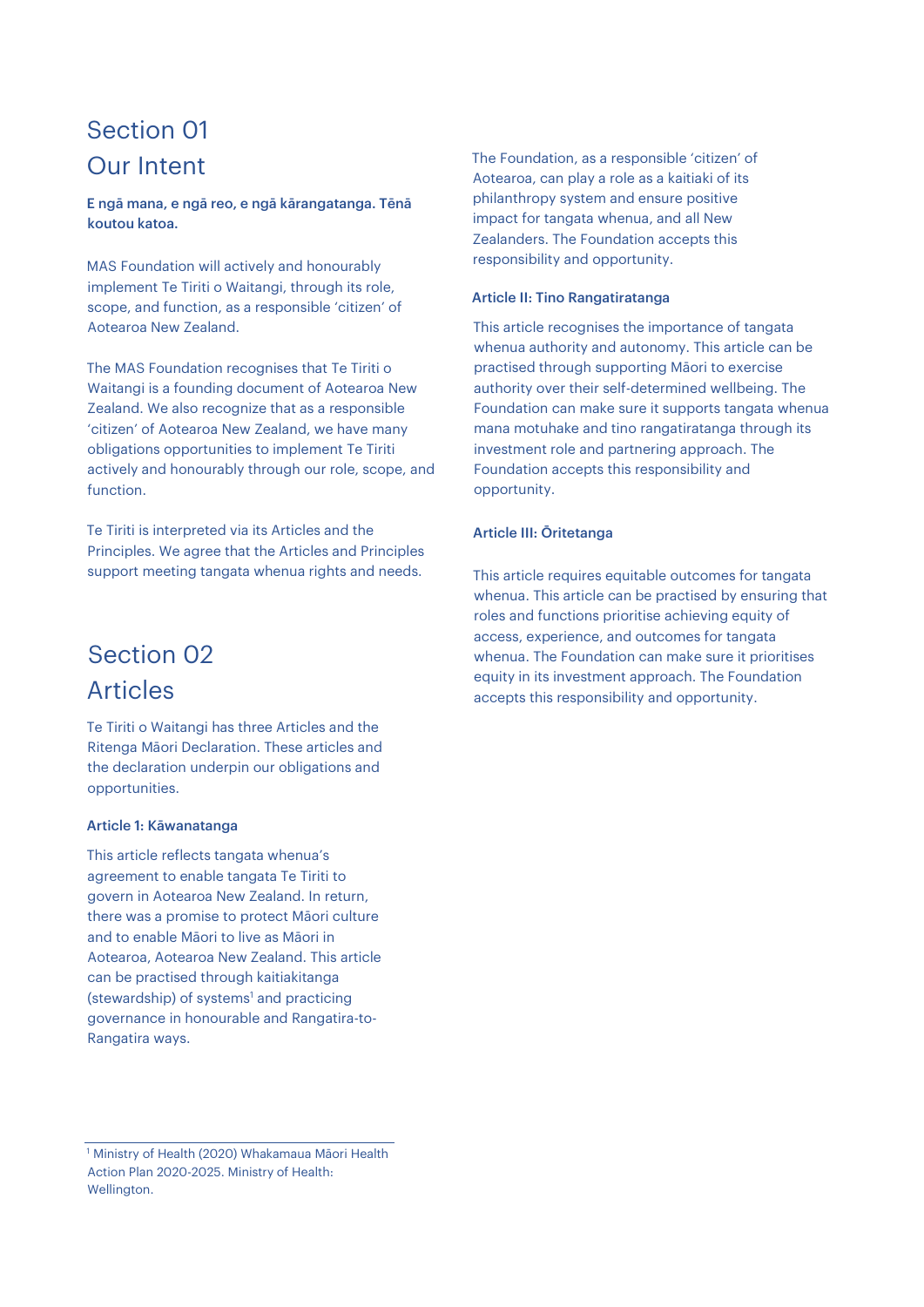# Section 01
# Our Intent

**E ngā mana, e ngā reo, e ngā kārangatanga. Tēnā koutou katoa.**

MAS Foundation will actively and honourably implement Te Tiriti o Waitangi, through its role, scope, and function, as a responsible 'citizen' of Aotearoa New Zealand.

The MAS Foundation recognises that Te Tiriti o Waitangi is a founding document of Aotearoa New Zealand. We also recognize that as a responsible 'citizen' of Aotearoa New Zealand, we have many obligations opportunities to implement Te Tiriti actively and honourably through our role, scope, and function.

Te Tiriti is interpreted via its Articles and the Principles. We agree that the Articles and Principles support meeting tangata whenua rights and needs.

# Section 02
# Articles

Te Tiriti o Waitangi has three Articles and the Ritenga Māori Declaration. These articles and the declaration underpin our obligations and opportunities.

### Article 1: Kāwanatanga

This article reflects tangata whenua's agreement to enable tangata Te Tiriti to govern in Aotearoa New Zealand. In return, there was a promise to protect Māori culture and to enable Māori to live as Māori in Aotearoa, Aotearoa New Zealand. This article can be practised through kaitiakitanga (stewardship) of systems[1] and practicing governance in honourable and Rangatira-to-Rangatira ways.

The Foundation, as a responsible 'citizen' of Aotearoa, can play a role as a kaitiaki of its philanthropy system and ensure positive impact for tangata whenua, and all New Zealanders. The Foundation accepts this responsibility and opportunity.

### Article II: Tino Rangatiratanga

This article recognises the importance of tangata whenua authority and autonomy. This article can be practised through supporting Māori to exercise authority over their self-determined wellbeing. The Foundation can make sure it supports tangata whenua mana motuhake and tino rangatiratanga through its investment role and partnering approach. The Foundation accepts this responsibility and opportunity.

### Article III: Ōritetanga

This article requires equitable outcomes for tangata whenua. This article can be practised by ensuring that roles and functions prioritise achieving equity of access, experience, and outcomes for tangata whenua. The Foundation can make sure it prioritises equity in its investment approach. The Foundation accepts this responsibility and opportunity.

---

[1] Ministry of Health (2020) Whakamaua Māori Health Action Plan 2020-2025. Ministry of Health: Wellington.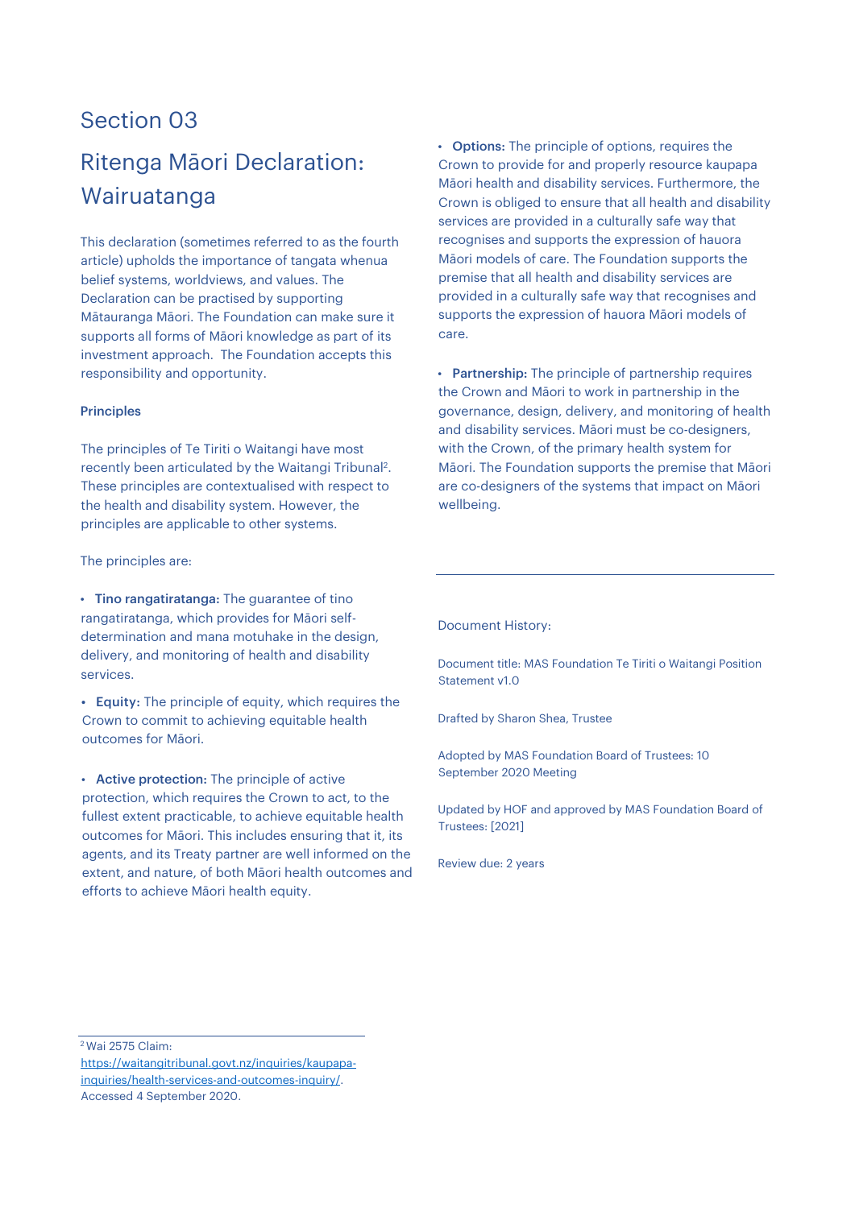## Section 03

# Ritenga Māori Declaration: Wairuatanga

This declaration (sometimes referred to as the fourth article) upholds the importance of tangata whenua belief systems, worldviews, and values. The Declaration can be practised by supporting Mātauranga Māori. The Foundation can make sure it supports all forms of Māori knowledge as part of its investment approach. The Foundation accepts this responsibility and opportunity.

### Principles

The principles of Te Tiriti o Waitangi have most recently been articulated by the Waitangi Tribunal[2]. These principles are contextualised with respect to the health and disability system. However, the principles are applicable to other systems.

The principles are:

- **Tino rangatiratanga:** The guarantee of tino rangatiratanga, which provides for Māori self-determination and mana motuhake in the design, delivery, and monitoring of health and disability services.
- **Equity:** The principle of equity, which requires the Crown to commit to achieving equitable health outcomes for Māori.
- **Active protection:** The principle of active protection, which requires the Crown to act, to the fullest extent practicable, to achieve equitable health outcomes for Māori. This includes ensuring that it, its agents, and its Treaty partner are well informed on the extent, and nature, of both Māori health outcomes and efforts to achieve Māori health equity.
- **Options:** The principle of options, requires the Crown to provide for and properly resource kaupapa Māori health and disability services. Furthermore, the Crown is obliged to ensure that all health and disability services are provided in a culturally safe way that recognises and supports the expression of hauora Māori models of care. The Foundation supports the premise that all health and disability services are provided in a culturally safe way that recognises and supports the expression of hauora Māori models of care.
- **Partnership:** The principle of partnership requires the Crown and Māori to work in partnership in the governance, design, delivery, and monitoring of health and disability services. Māori must be co-designers, with the Crown, of the primary health system for Māori. The Foundation supports the premise that Māori are co-designers of the systems that impact on Māori wellbeing.

---

Document History:

Document title: MAS Foundation Te Tiriti o Waitangi Position Statement v1.0

Drafted by Sharon Shea, Trustee

Adopted by MAS Foundation Board of Trustees: 10 September 2020 Meeting

Updated by HOF and approved by MAS Foundation Board of Trustees: [2021]

Review due: 2 years

---

[2] Wai 2575 Claim: https://waitangitribunal.govt.nz/inquiries/kaupapa-inquiries/health-services-and-outcomes-inquiry/. Accessed 4 September 2020.